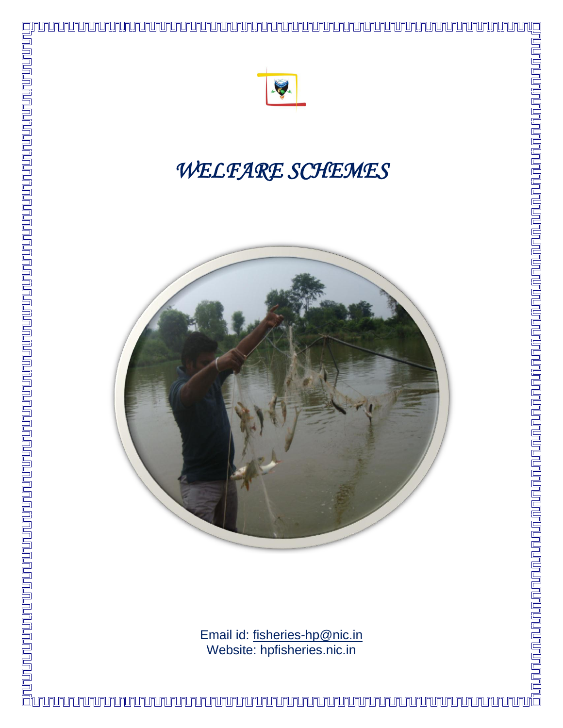# *WELFARE SCHEMES*

Email id: fisheries-hp@nic.in
Website: hpfisheries.nic.in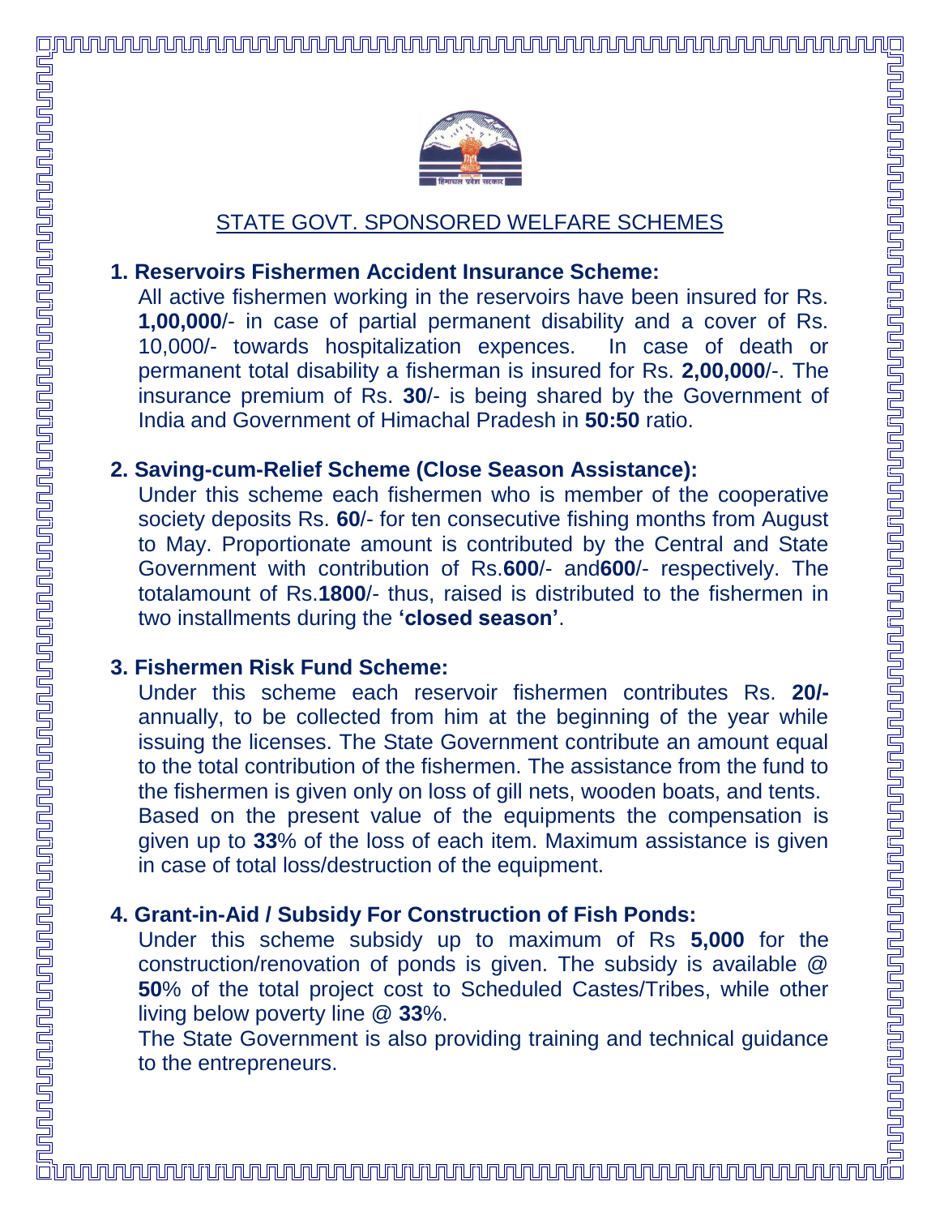## STATE GOVT. SPONSORED WELFARE SCHEMES

**1. Reservoirs Fishermen Accident Insurance Scheme:**

All active fishermen working in the reservoirs have been insured for Rs. **1,00,000**/- in case of partial permanent disability and a cover of Rs. 10,000/- towards hospitalization expences. In case of death or permanent total disability a fisherman is insured for Rs. **2,00,000**/-. The insurance premium of Rs. **30**/- is being shared by the Government of India and Government of Himachal Pradesh in **50:50** ratio.

**2. Saving-cum-Relief Scheme (Close Season Assistance):**

Under this scheme each fishermen who is member of the cooperative society deposits Rs. **60**/- for ten consecutive fishing months from August to May. Proportionate amount is contributed by the Central and State Government with contribution of Rs.**600**/- and**600**/- respectively. The totalamount of Rs.**1800**/- thus, raised is distributed to the fishermen in two installments during the **'closed season'**.

**3. Fishermen Risk Fund Scheme:**

Under this scheme each reservoir fishermen contributes Rs. **20/-** annually, to be collected from him at the beginning of the year while issuing the licenses. The State Government contribute an amount equal to the total contribution of the fishermen. The assistance from the fund to the fishermen is given only on loss of gill nets, wooden boats, and tents. Based on the present value of the equipments the compensation is given up to **33**% of the loss of each item. Maximum assistance is given in case of total loss/destruction of the equipment.

**4. Grant-in-Aid / Subsidy For Construction of Fish Ponds:**

Under this scheme subsidy up to maximum of Rs **5,000** for the construction/renovation of ponds is given. The subsidy is available @ **50**% of the total project cost to Scheduled Castes/Tribes, while other living below poverty line @ **33**%.

The State Government is also providing training and technical guidance to the entrepreneurs.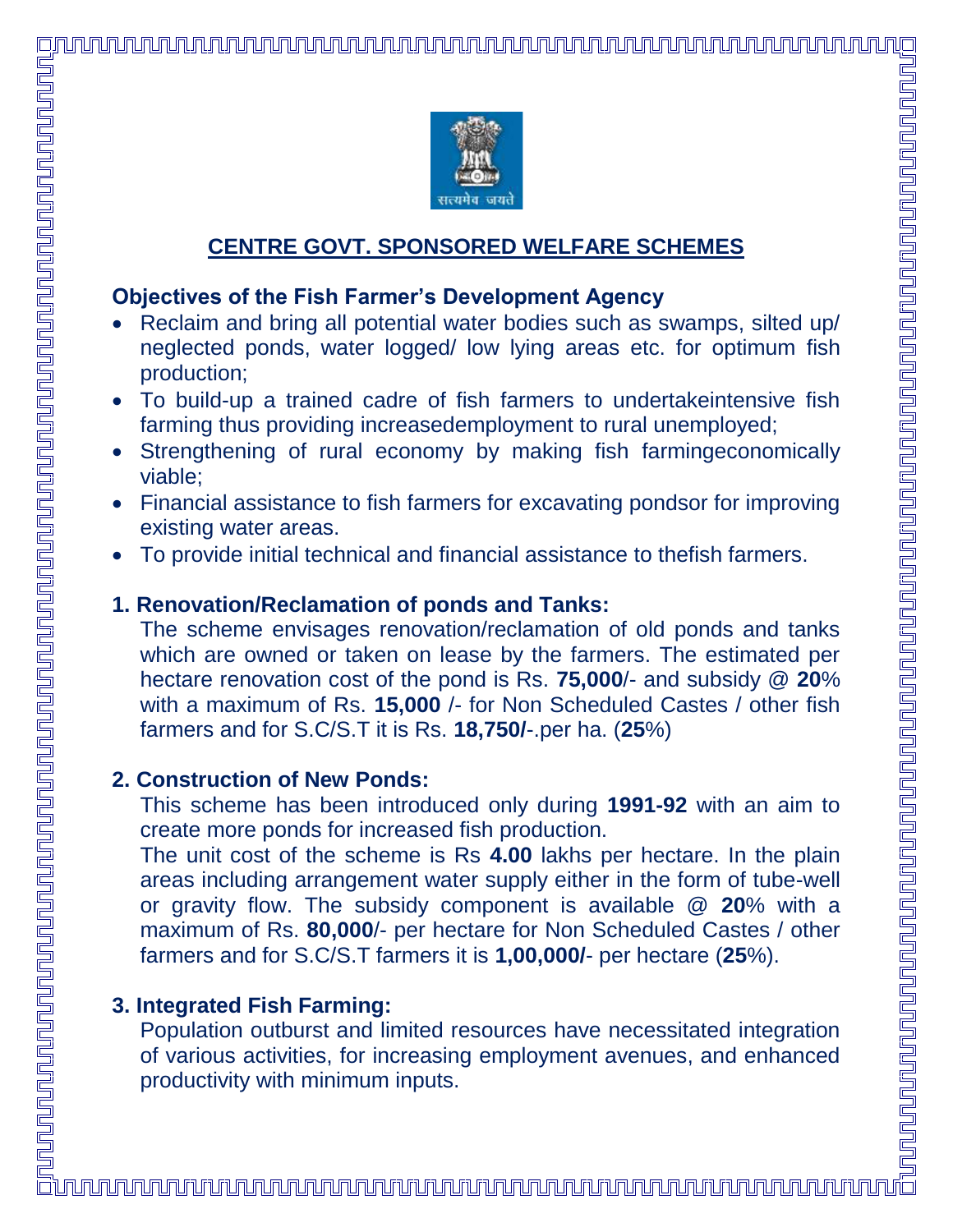## CENTRE GOVT. SPONSORED WELFARE SCHEMES

### Objectives of the Fish Farmer's Development Agency

- Reclaim and bring all potential water bodies such as swamps, silted up/ neglected ponds, water logged/ low lying areas etc. for optimum fish production;
- To build-up a trained cadre of fish farmers to undertakeintensive fish farming thus providing increasedemployment to rural unemployed;
- Strengthening of rural economy by making fish farmingeconomically viable;
- Financial assistance to fish farmers for excavating pondsor for improving existing water areas.
- To provide initial technical and financial assistance to thefish farmers.

### 1. Renovation/Reclamation of ponds and Tanks:

The scheme envisages renovation/reclamation of old ponds and tanks which are owned or taken on lease by the farmers. The estimated per hectare renovation cost of the pond is Rs. **75,000**/- and subsidy @ **20**% with a maximum of Rs. **15,000** /- for Non Scheduled Castes / other fish farmers and for S.C/S.T it is Rs. **18,750/**-.per ha. (**25**%)

### 2. Construction of New Ponds:

This scheme has been introduced only during **1991-92** with an aim to create more ponds for increased fish production.

The unit cost of the scheme is Rs **4.00** lakhs per hectare. In the plain areas including arrangement water supply either in the form of tube-well or gravity flow. The subsidy component is available @ **20**% with a maximum of Rs. **80,000**/- per hectare for Non Scheduled Castes / other farmers and for S.C/S.T farmers it is **1,00,000/**- per hectare (**25**%).

### 3. Integrated Fish Farming:

Population outburst and limited resources have necessitated integration of various activities, for increasing employment avenues, and enhanced productivity with minimum inputs.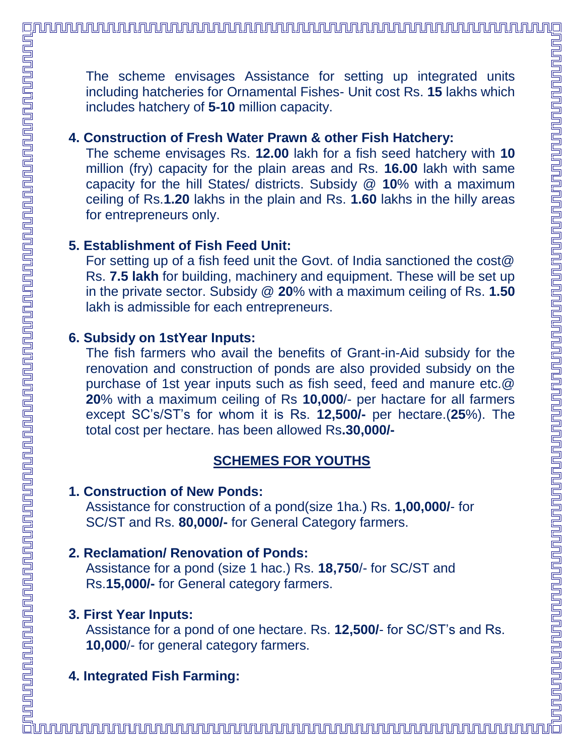The scheme envisages Assistance for setting up integrated units including hatcheries for Ornamental Fishes- Unit cost Rs. **15** lakhs which includes hatchery of **5-10** million capacity.

**4. Construction of Fresh Water Prawn & other Fish Hatchery:**

The scheme envisages Rs. **12.00** lakh for a fish seed hatchery with **10** million (fry) capacity for the plain areas and Rs. **16.00** lakh with same capacity for the hill States/ districts. Subsidy @ **10**% with a maximum ceiling of Rs.**1.20** lakhs in the plain and Rs. **1.60** lakhs in the hilly areas for entrepreneurs only.

**5. Establishment of Fish Feed Unit:**

For setting up of a fish feed unit the Govt. of India sanctioned the cost@ Rs. **7.5 lakh** for building, machinery and equipment. These will be set up in the private sector. Subsidy @ **20**% with a maximum ceiling of Rs. **1.50** lakh is admissible for each entrepreneurs.

**6. Subsidy on 1stYear Inputs:**

The fish farmers who avail the benefits of Grant-in-Aid subsidy for the renovation and construction of ponds are also provided subsidy on the purchase of 1st year inputs such as fish seed, feed and manure etc.@ **20**% with a maximum ceiling of Rs **10,000**/- per hactare for all farmers except SC's/ST's for whom it is Rs. **12,500/-** per hectare.(**25**%). The total cost per hectare. has been allowed Rs**.30,000/-**

## SCHEMES FOR YOUTHS

**1. Construction of New Ponds:**

Assistance for construction of a pond(size 1ha.) Rs. **1,00,000/**- for SC/ST and Rs. **80,000/-** for General Category farmers.

**2. Reclamation/ Renovation of Ponds:**

Assistance for a pond (size 1 hac.) Rs. **18,750**/- for SC/ST and Rs.**15,000/-** for General category farmers.

**3. First Year Inputs:**

Assistance for a pond of one hectare. Rs. **12,500/**- for SC/ST's and Rs. **10,000**/- for general category farmers.

**4. Integrated Fish Farming:**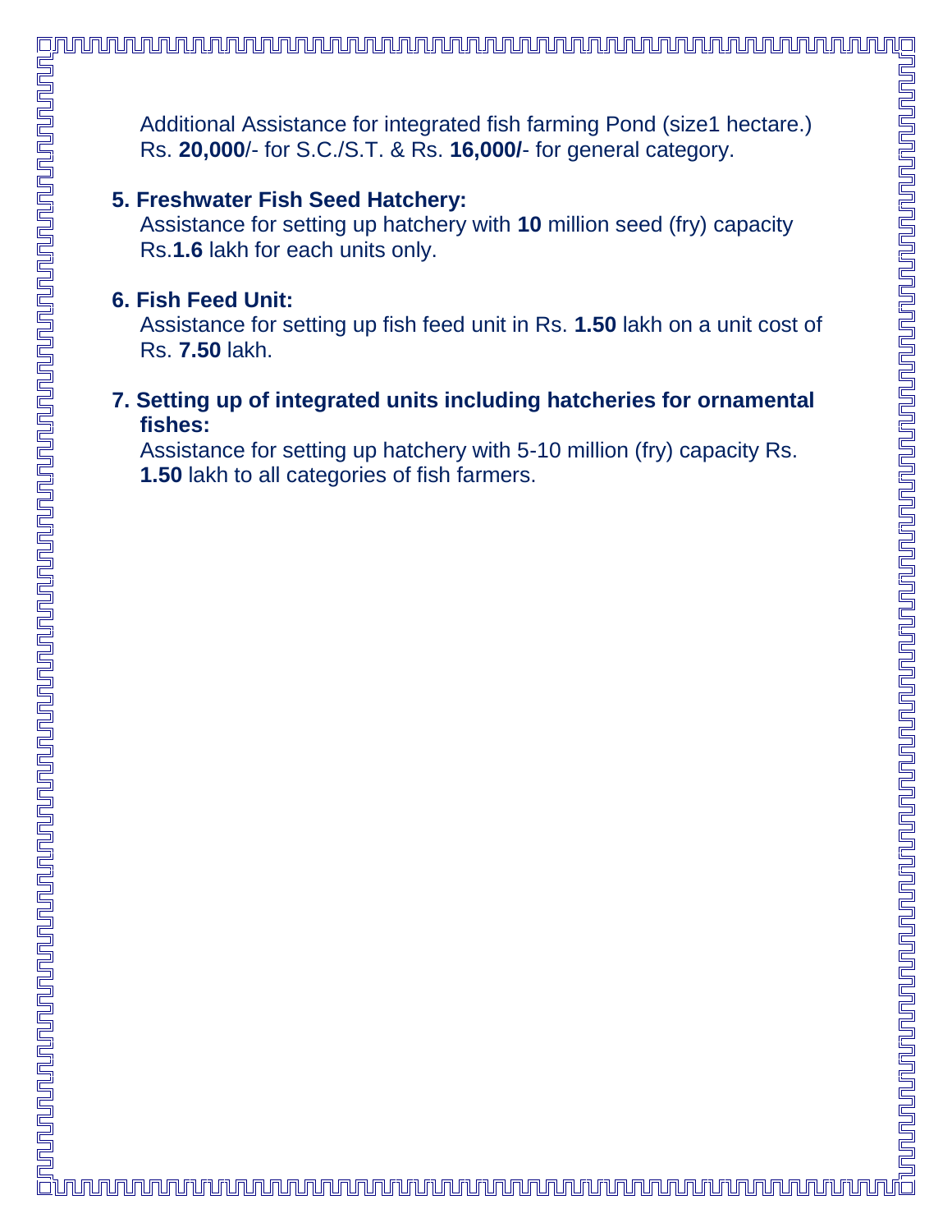Additional Assistance for integrated fish farming Pond (size1 hectare.) Rs. **20,000**/- for S.C./S.T. & Rs. **16,000/**- for general category.

**5. Freshwater Fish Seed Hatchery:**

Assistance for setting up hatchery with **10** million seed (fry) capacity Rs.**1.6** lakh for each units only.

**6. Fish Feed Unit:**

Assistance for setting up fish feed unit in Rs. **1.50** lakh on a unit cost of Rs. **7.50** lakh.

**7. Setting up of integrated units including hatcheries for ornamental fishes:**

Assistance for setting up hatchery with 5-10 million (fry) capacity Rs. **1.50** lakh to all categories of fish farmers.